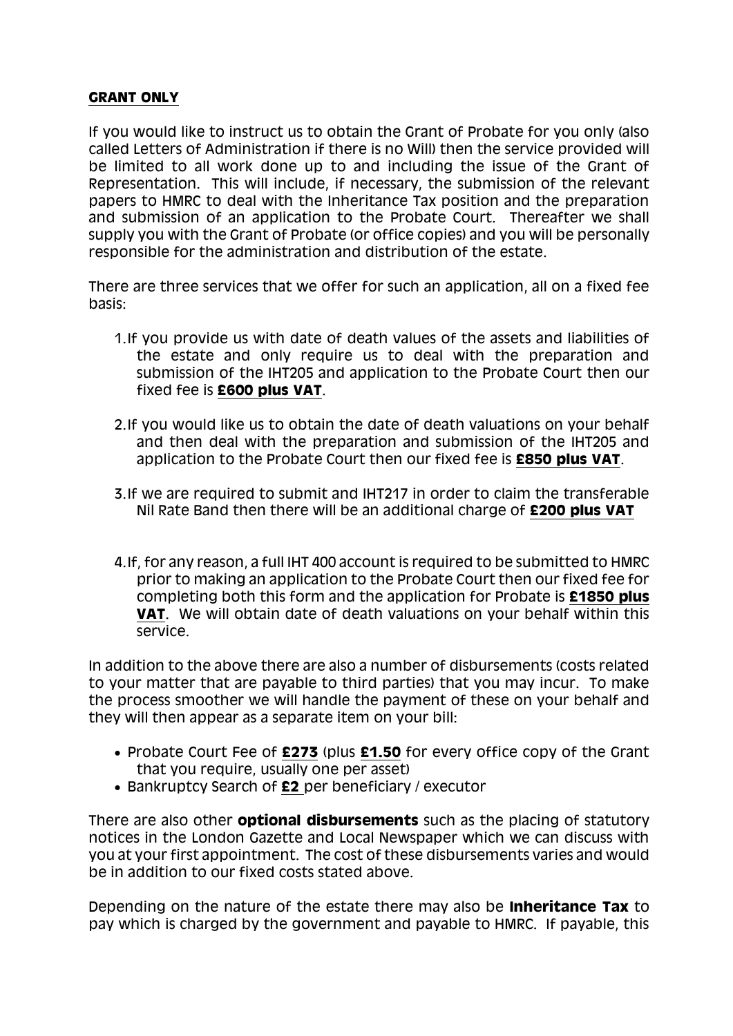**GRANT ONLY**

If you would like to instruct us to obtain the Grant of Probate for you only (also called Letters of Administration if there is no Will) then the service provided will be limited to all work done up to and including the issue of the Grant of Representation. This will include, if necessary, the submission of the relevant papers to HMRC to deal with the Inheritance Tax position and the preparation and submission of an application to the Probate Court. Thereafter we shall supply you with the Grant of Probate (or office copies) and you will be personally responsible for the administration and distribution of the estate.

There are three services that we offer for such an application, all on a fixed fee basis:

1. If you provide us with date of death values of the assets and liabilities of the estate and only require us to deal with the preparation and submission of the IHT205 and application to the Probate Court then our fixed fee is **£600 plus VAT**.

2. If you would like us to obtain the date of death valuations on your behalf and then deal with the preparation and submission of the IHT205 and application to the Probate Court then our fixed fee is **£850 plus VAT**.

3. If we are required to submit and IHT217 in order to claim the transferable Nil Rate Band then there will be an additional charge of **£200 plus VAT**

4. If, for any reason, a full IHT 400 account is required to be submitted to HMRC prior to making an application to the Probate Court then our fixed fee for completing both this form and the application for Probate is **£1850 plus VAT**. We will obtain date of death valuations on your behalf within this service.

In addition to the above there are also a number of disbursements (costs related to your matter that are payable to third parties) that you may incur. To make the process smoother we will handle the payment of these on your behalf and they will then appear as a separate item on your bill:

- Probate Court Fee of **£273** (plus **£1.50** for every office copy of the Grant that you require, usually one per asset)
- Bankruptcy Search of **£2** per beneficiary / executor

There are also other **optional disbursements** such as the placing of statutory notices in the London Gazette and Local Newspaper which we can discuss with you at your first appointment. The cost of these disbursements varies and would be in addition to our fixed costs stated above.

Depending on the nature of the estate there may also be **Inheritance Tax** to pay which is charged by the government and payable to HMRC. If payable, this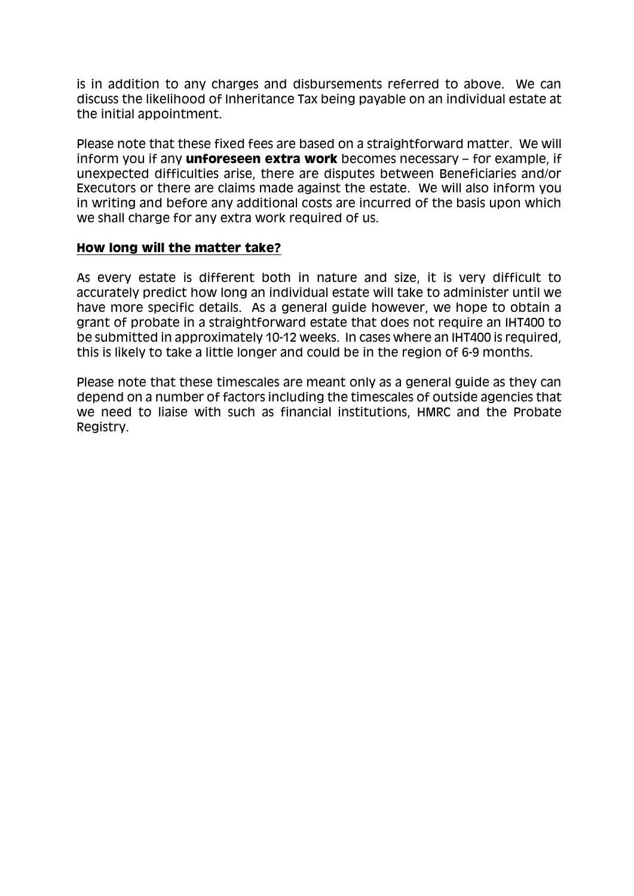is in addition to any charges and disbursements referred to above. We can discuss the likelihood of Inheritance Tax being payable on an individual estate at the initial appointment.

Please note that these fixed fees are based on a straightforward matter. We will inform you if any **unforeseen extra work** becomes necessary – for example, if unexpected difficulties arise, there are disputes between Beneficiaries and/or Executors or there are claims made against the estate. We will also inform you in writing and before any additional costs are incurred of the basis upon which we shall charge for any extra work required of us.

## How long will the matter take?

As every estate is different both in nature and size, it is very difficult to accurately predict how long an individual estate will take to administer until we have more specific details. As a general guide however, we hope to obtain a grant of probate in a straightforward estate that does not require an IHT400 to be submitted in approximately 10-12 weeks. In cases where an IHT400 is required, this is likely to take a little longer and could be in the region of 6-9 months.

Please note that these timescales are meant only as a general guide as they can depend on a number of factors including the timescales of outside agencies that we need to liaise with such as financial institutions, HMRC and the Probate Registry.